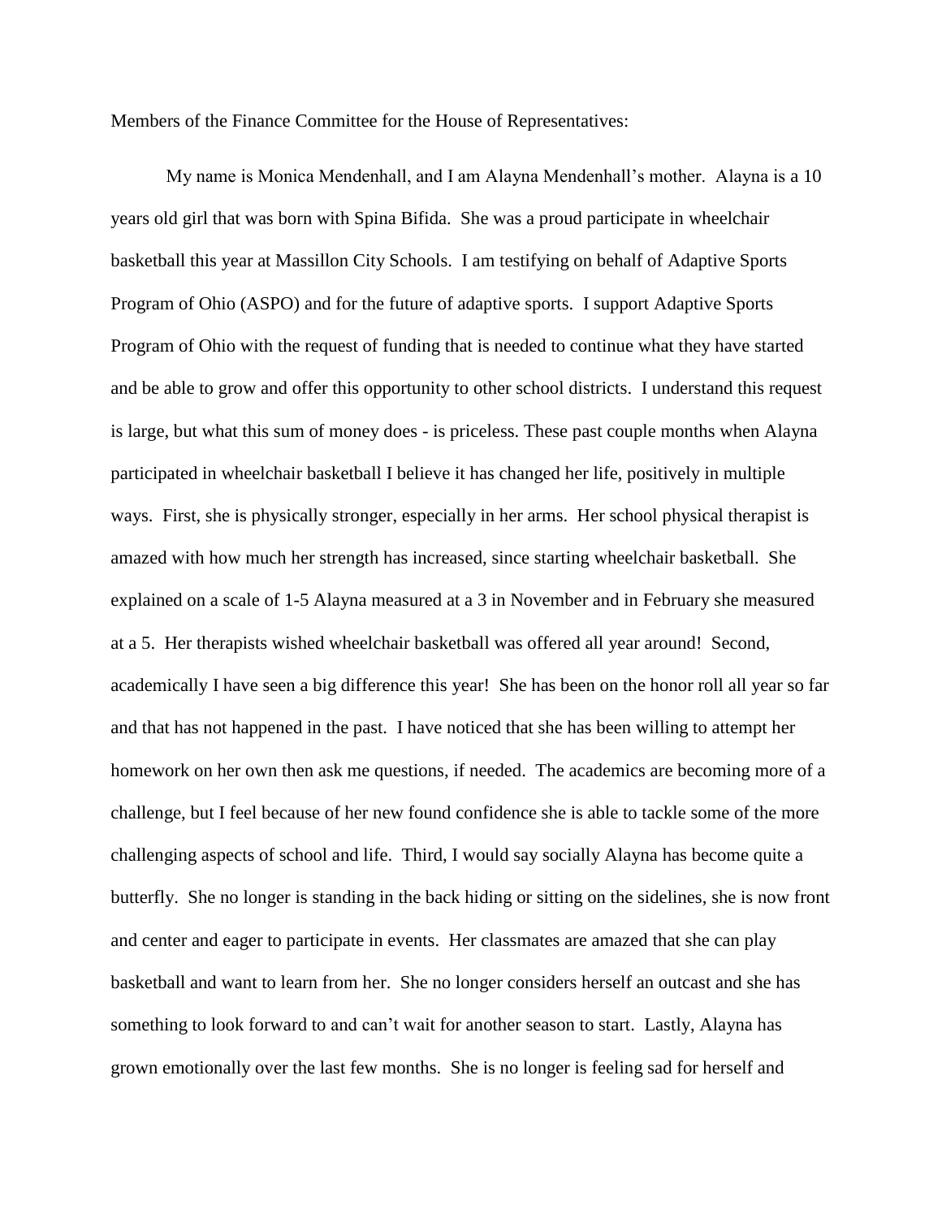Members of the Finance Committee for the House of Representatives:

My name is Monica Mendenhall, and I am Alayna Mendenhall's mother. Alayna is a 10 years old girl that was born with Spina Bifida. She was a proud participate in wheelchair basketball this year at Massillon City Schools. I am testifying on behalf of Adaptive Sports Program of Ohio (ASPO) and for the future of adaptive sports. I support Adaptive Sports Program of Ohio with the request of funding that is needed to continue what they have started and be able to grow and offer this opportunity to other school districts. I understand this request is large, but what this sum of money does - is priceless. These past couple months when Alayna participated in wheelchair basketball I believe it has changed her life, positively in multiple ways. First, she is physically stronger, especially in her arms. Her school physical therapist is amazed with how much her strength has increased, since starting wheelchair basketball. She explained on a scale of 1-5 Alayna measured at a 3 in November and in February she measured at a 5. Her therapists wished wheelchair basketball was offered all year around! Second, academically I have seen a big difference this year! She has been on the honor roll all year so far and that has not happened in the past. I have noticed that she has been willing to attempt her homework on her own then ask me questions, if needed. The academics are becoming more of a challenge, but I feel because of her new found confidence she is able to tackle some of the more challenging aspects of school and life. Third, I would say socially Alayna has become quite a butterfly. She no longer is standing in the back hiding or sitting on the sidelines, she is now front and center and eager to participate in events. Her classmates are amazed that she can play basketball and want to learn from her. She no longer considers herself an outcast and she has something to look forward to and can't wait for another season to start. Lastly, Alayna has grown emotionally over the last few months. She is no longer is feeling sad for herself and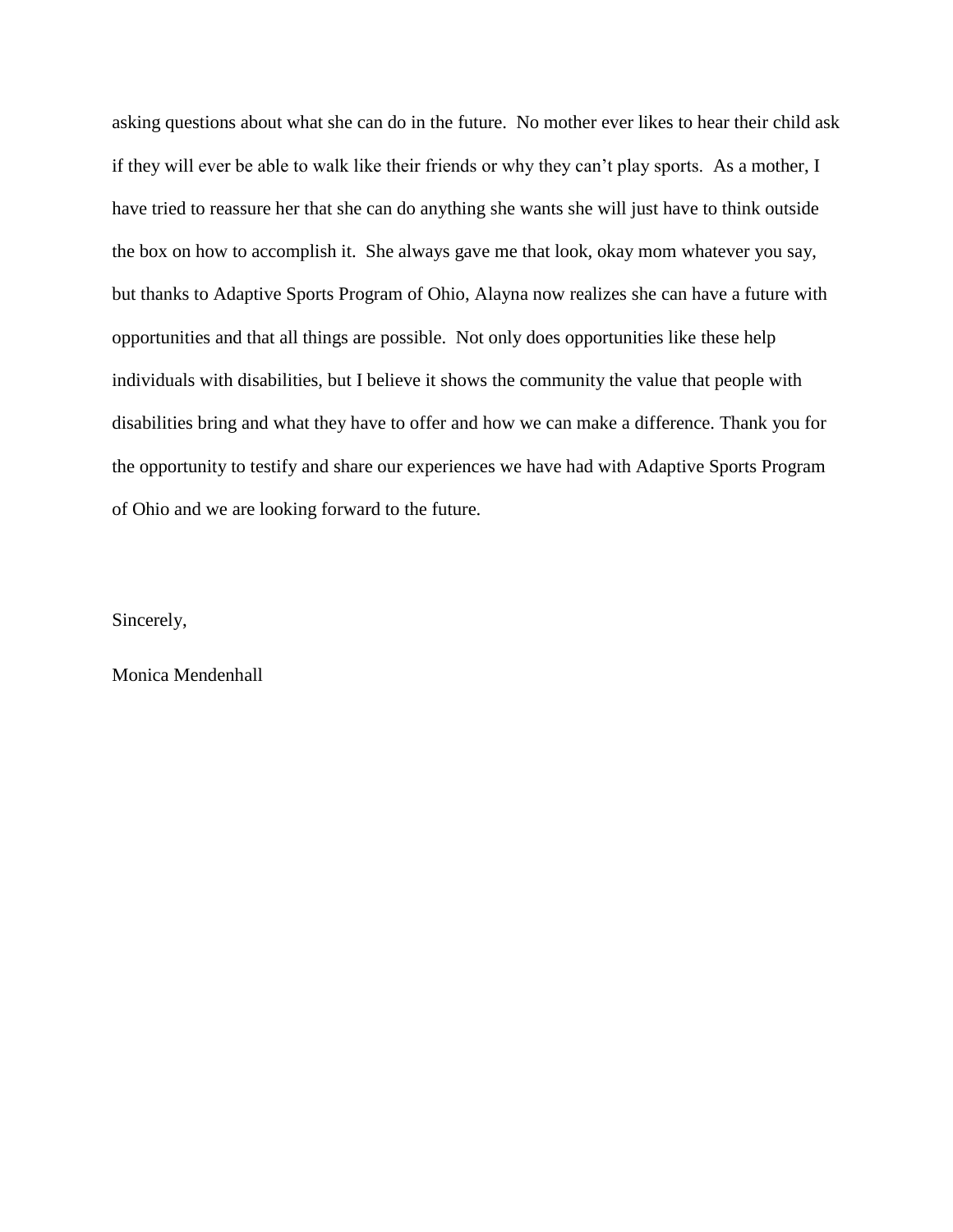asking questions about what she can do in the future. No mother ever likes to hear their child ask if they will ever be able to walk like their friends or why they can't play sports. As a mother, I have tried to reassure her that she can do anything she wants she will just have to think outside the box on how to accomplish it. She always gave me that look, okay mom whatever you say, but thanks to Adaptive Sports Program of Ohio, Alayna now realizes she can have a future with opportunities and that all things are possible. Not only does opportunities like these help individuals with disabilities, but I believe it shows the community the value that people with disabilities bring and what they have to offer and how we can make a difference. Thank you for the opportunity to testify and share our experiences we have had with Adaptive Sports Program of Ohio and we are looking forward to the future.

Sincerely,

Monica Mendenhall